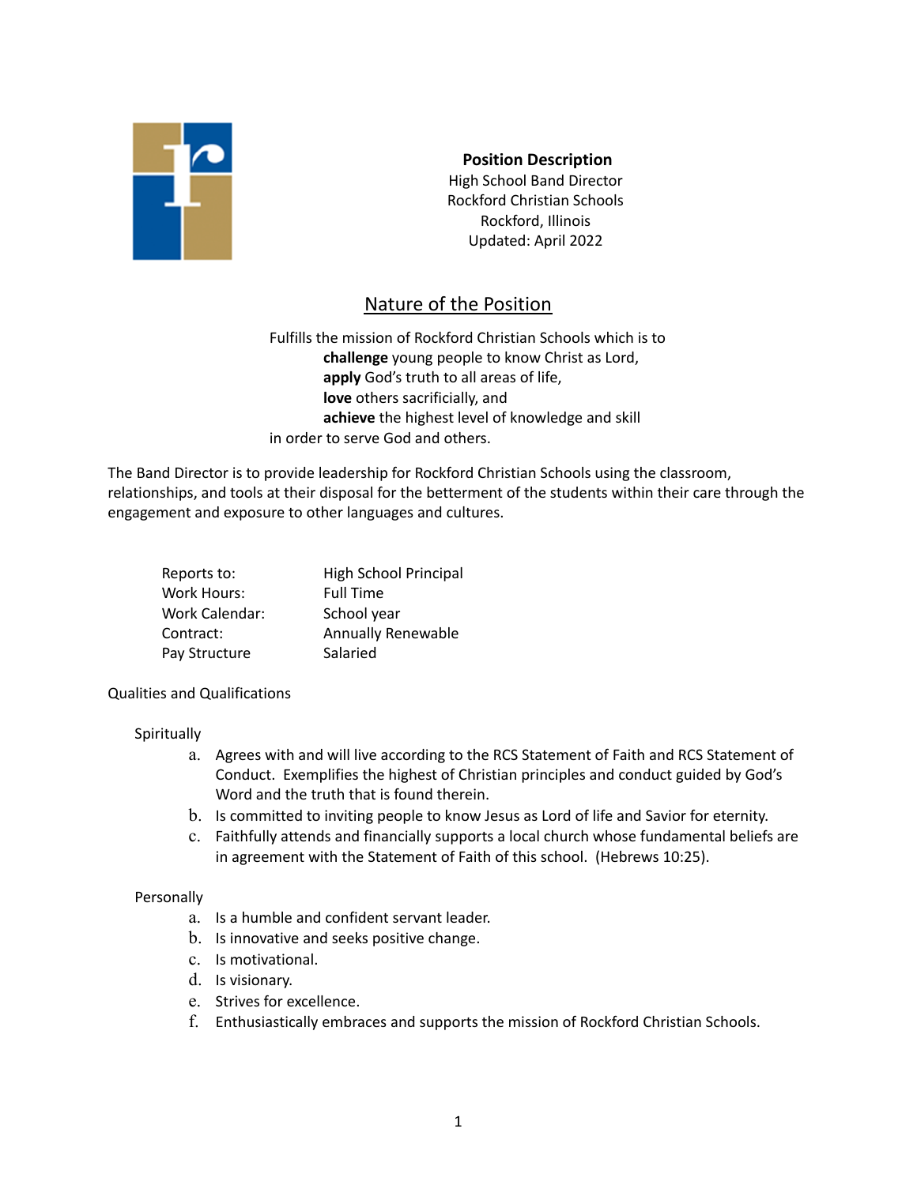**Position Description**
High School Band Director
Rockford Christian Schools
Rockford, Illinois
Updated: April 2022

## Nature of the Position

Fulfills the mission of Rockford Christian Schools which is to
**challenge** young people to know Christ as Lord,
**apply** God's truth to all areas of life,
**love** others sacrificially, and
**achieve** the highest level of knowledge and skill
in order to serve God and others.

The Band Director is to provide leadership for Rockford Christian Schools using the classroom, relationships, and tools at their disposal for the betterment of the students within their care through the engagement and exposure to other languages and cultures.

| | |
|---|---|
| Reports to: | High School Principal |
| Work Hours: | Full Time |
| Work Calendar: | School year |
| Contract: | Annually Renewable |
| Pay Structure | Salaried |

Qualities and Qualifications

Spiritually

a. Agrees with and will live according to the RCS Statement of Faith and RCS Statement of Conduct. Exemplifies the highest of Christian principles and conduct guided by God's Word and the truth that is found therein.
b. Is committed to inviting people to know Jesus as Lord of life and Savior for eternity.
c. Faithfully attends and financially supports a local church whose fundamental beliefs are in agreement with the Statement of Faith of this school. (Hebrews 10:25).

Personally

a. Is a humble and confident servant leader.
b. Is innovative and seeks positive change.
c. Is motivational.
d. Is visionary.
e. Strives for excellence.
f. Enthusiastically embraces and supports the mission of Rockford Christian Schools.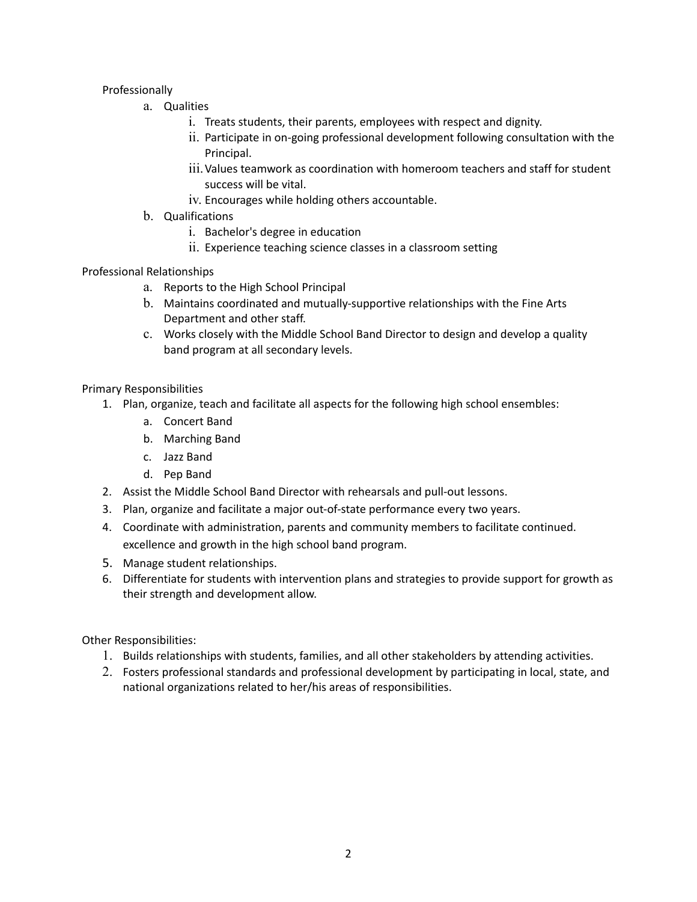Professionally

a. Qualities
    i. Treats students, their parents, employees with respect and dignity.
    ii. Participate in on-going professional development following consultation with the Principal.
    iii. Values teamwork as coordination with homeroom teachers and staff for student success will be vital.
    iv. Encourages while holding others accountable.
b. Qualifications
    i. Bachelor's degree in education
    ii. Experience teaching science classes in a classroom setting

Professional Relationships

a. Reports to the High School Principal
b. Maintains coordinated and mutually-supportive relationships with the Fine Arts Department and other staff.
c. Works closely with the Middle School Band Director to design and develop a quality band program at all secondary levels.

Primary Responsibilities

1. Plan, organize, teach and facilitate all aspects for the following high school ensembles:
    a. Concert Band
    b. Marching Band
    c. Jazz Band
    d. Pep Band
2. Assist the Middle School Band Director with rehearsals and pull-out lessons.
3. Plan, organize and facilitate a major out-of-state performance every two years.
4. Coordinate with administration, parents and community members to facilitate continued. excellence and growth in the high school band program.
5. Manage student relationships.
6. Differentiate for students with intervention plans and strategies to provide support for growth as their strength and development allow.

Other Responsibilities:

1. Builds relationships with students, families, and all other stakeholders by attending activities.
2. Fosters professional standards and professional development by participating in local, state, and national organizations related to her/his areas of responsibilities.